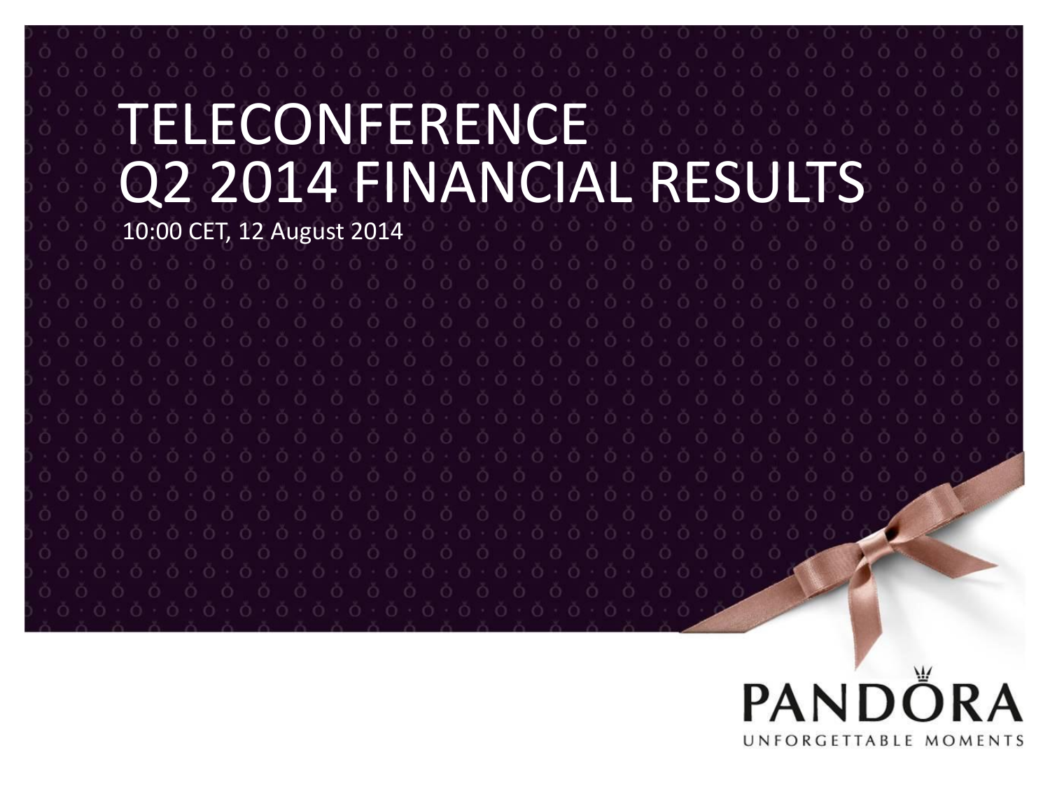# TELECONFERENCE
# Q2 2014 FINANCIAL RESULTS

10:00 CET, 12 August 2014

PANDORA

UNFORGETTABLE MOMENTS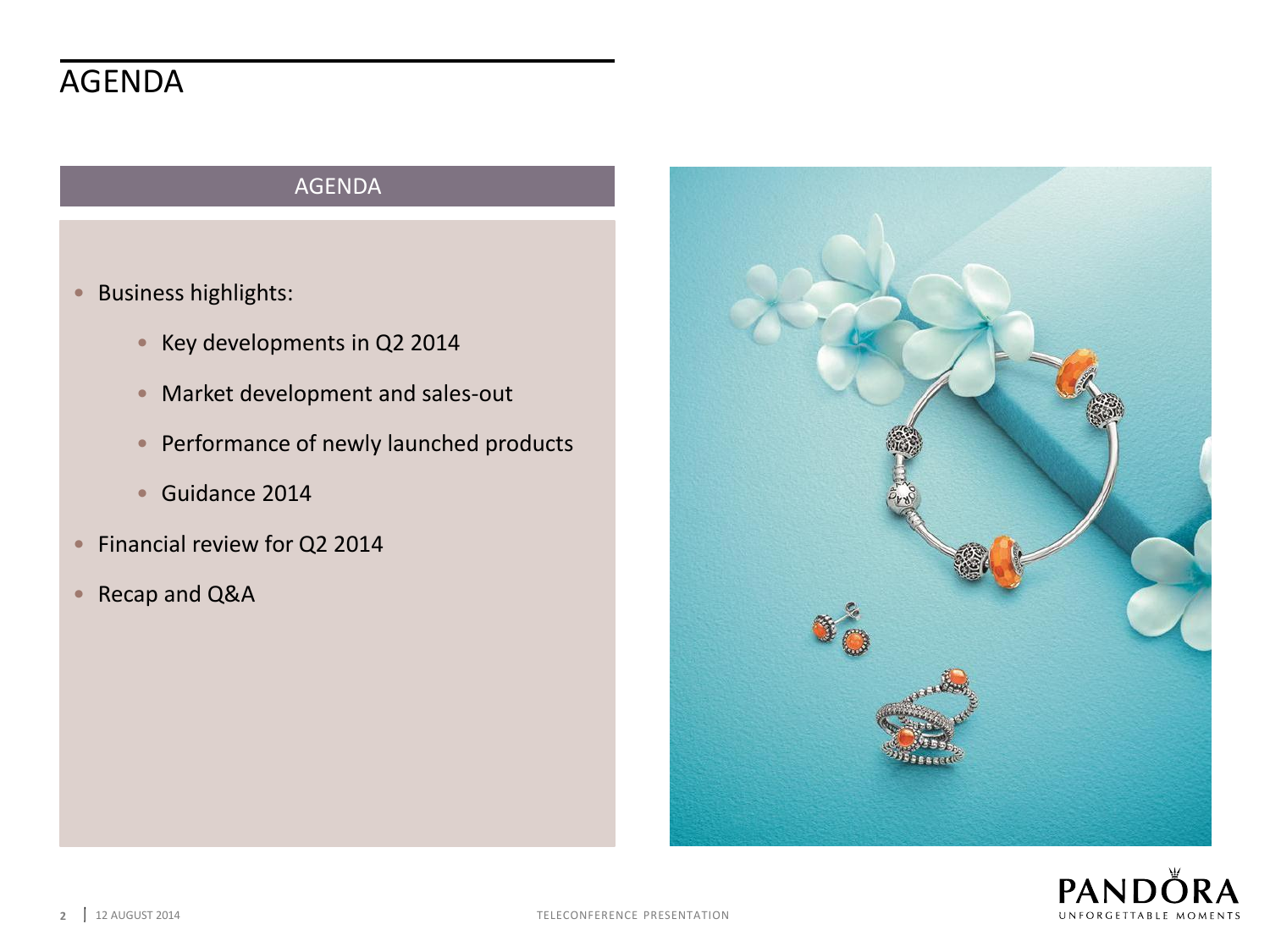# AGENDA

## AGENDA

- Business highlights:
    - Key developments in Q2 2014
    - Market development and sales-out
    - Performance of newly launched products
    - Guidance 2014
- Financial review for Q2 2014
- Recap and Q&A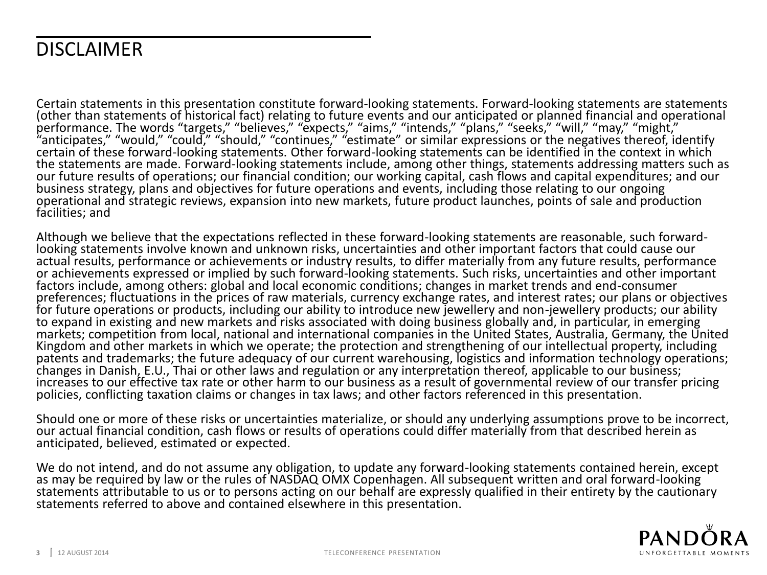# DISCLAIMER

Certain statements in this presentation constitute forward-looking statements. Forward-looking statements are statements (other than statements of historical fact) relating to future events and our anticipated or planned financial and operational performance. The words "targets," "believes," "expects," "aims," "intends," "plans," "seeks," "will," "may," "might," "anticipates," "would," "could," "should," "continues," "estimate" or similar expressions or the negatives thereof, identify certain of these forward-looking statements. Other forward-looking statements can be identified in the context in which the statements are made. Forward-looking statements include, among other things, statements addressing matters such as our future results of operations; our financial condition; our working capital, cash flows and capital expenditures; and our business strategy, plans and objectives for future operations and events, including those relating to our ongoing operational and strategic reviews, expansion into new markets, future product launches, points of sale and production facilities; and

Although we believe that the expectations reflected in these forward-looking statements are reasonable, such forward-looking statements involve known and unknown risks, uncertainties and other important factors that could cause our actual results, performance or achievements or industry results, to differ materially from any future results, performance or achievements expressed or implied by such forward-looking statements. Such risks, uncertainties and other important factors include, among others: global and local economic conditions; changes in market trends and end-consumer preferences; fluctuations in the prices of raw materials, currency exchange rates, and interest rates; our plans or objectives for future operations or products, including our ability to introduce new jewellery and non-jewellery products; our ability to expand in existing and new markets and risks associated with doing business globally and, in particular, in emerging markets; competition from local, national and international companies in the United States, Australia, Germany, the United Kingdom and other markets in which we operate; the protection and strengthening of our intellectual property, including patents and trademarks; the future adequacy of our current warehousing, logistics and information technology operations; changes in Danish, E.U., Thai or other laws and regulation or any interpretation thereof, applicable to our business; increases to our effective tax rate or other harm to our business as a result of governmental review of our transfer pricing policies, conflicting taxation claims or changes in tax laws; and other factors referenced in this presentation.

Should one or more of these risks or uncertainties materialize, or should any underlying assumptions prove to be incorrect, our actual financial condition, cash flows or results of operations could differ materially from that described herein as anticipated, believed, estimated or expected.

We do not intend, and do not assume any obligation, to update any forward-looking statements contained herein, except as may be required by law or the rules of NASDAQ OMX Copenhagen. All subsequent written and oral forward-looking statements attributable to us or to persons acting on our behalf are expressly qualified in their entirety by the cautionary statements referred to above and contained elsewhere in this presentation.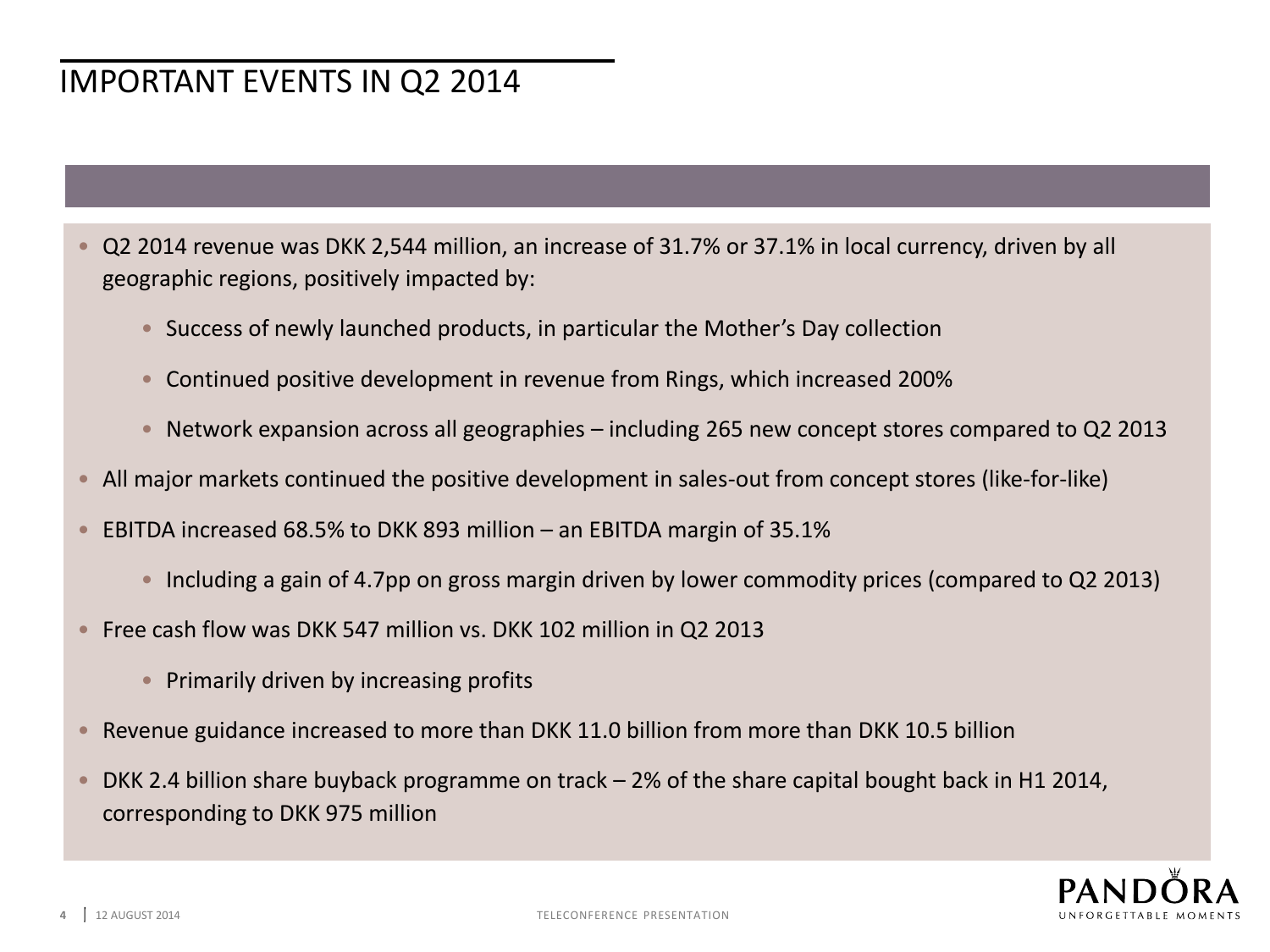# IMPORTANT EVENTS IN Q2 2014

- Q2 2014 revenue was DKK 2,544 million, an increase of 31.7% or 37.1% in local currency, driven by all geographic regions, positively impacted by:
  - Success of newly launched products, in particular the Mother's Day collection
  - Continued positive development in revenue from Rings, which increased 200%
  - Network expansion across all geographies – including 265 new concept stores compared to Q2 2013
- All major markets continued the positive development in sales-out from concept stores (like-for-like)
- EBITDA increased 68.5% to DKK 893 million – an EBITDA margin of 35.1%
  - Including a gain of 4.7pp on gross margin driven by lower commodity prices (compared to Q2 2013)
- Free cash flow was DKK 547 million vs. DKK 102 million in Q2 2013
  - Primarily driven by increasing profits
- Revenue guidance increased to more than DKK 11.0 billion from more than DKK 10.5 billion
- DKK 2.4 billion share buyback programme on track – 2% of the share capital bought back in H1 2014, corresponding to DKK 975 million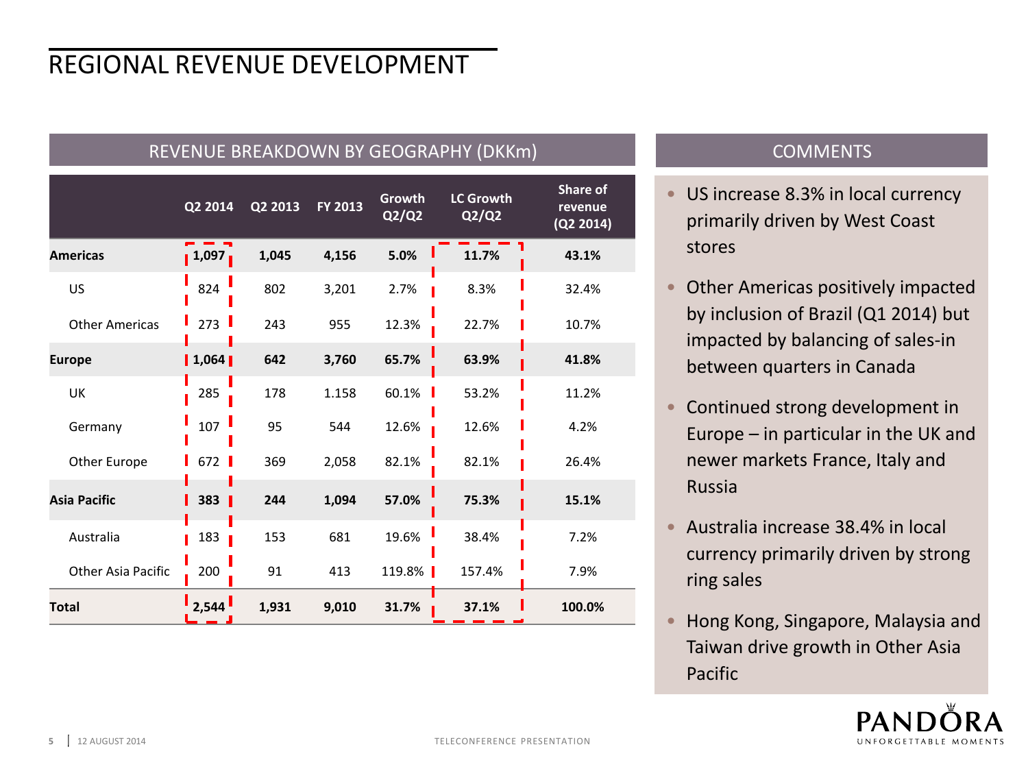# REGIONAL REVENUE DEVELOPMENT

## REVENUE BREAKDOWN BY GEOGRAPHY (DKKm)

| | Q2 2014 | Q2 2013 | FY 2013 | Growth Q2/Q2 | LC Growth Q2/Q2 | Share of revenue (Q2 2014) |
|---|---|---|---|---|---|---|
| **Americas** | **1,097** | **1,045** | **4,156** | **5.0%** | **11.7%** | **43.1%** |
| US | 824 | 802 | 3,201 | 2.7% | 8.3% | 32.4% |
| Other Americas | 273 | 243 | 955 | 12.3% | 22.7% | 10.7% |
| **Europe** | **1,064** | **642** | **3,760** | **65.7%** | **63.9%** | **41.8%** |
| UK | 285 | 178 | 1.158 | 60.1% | 53.2% | 11.2% |
| Germany | 107 | 95 | 544 | 12.6% | 12.6% | 4.2% |
| Other Europe | 672 | 369 | 2,058 | 82.1% | 82.1% | 26.4% |
| **Asia Pacific** | **383** | **244** | **1,094** | **57.0%** | **75.3%** | **15.1%** |
| Australia | 183 | 153 | 681 | 19.6% | 38.4% | 7.2% |
| Other Asia Pacific | 200 | 91 | 413 | 119.8% | 157.4% | 7.9% |
| **Total** | **2,544** | **1,931** | **9,010** | **31.7%** | **37.1%** | **100.0%** |

## COMMENTS

- US increase 8.3% in local currency primarily driven by West Coast stores
- Other Americas positively impacted by inclusion of Brazil (Q1 2014) but impacted by balancing of sales-in between quarters in Canada
- Continued strong development in Europe – in particular in the UK and newer markets France, Italy and Russia
- Australia increase 38.4% in local currency primarily driven by strong ring sales
- Hong Kong, Singapore, Malaysia and Taiwan drive growth in Other Asia Pacific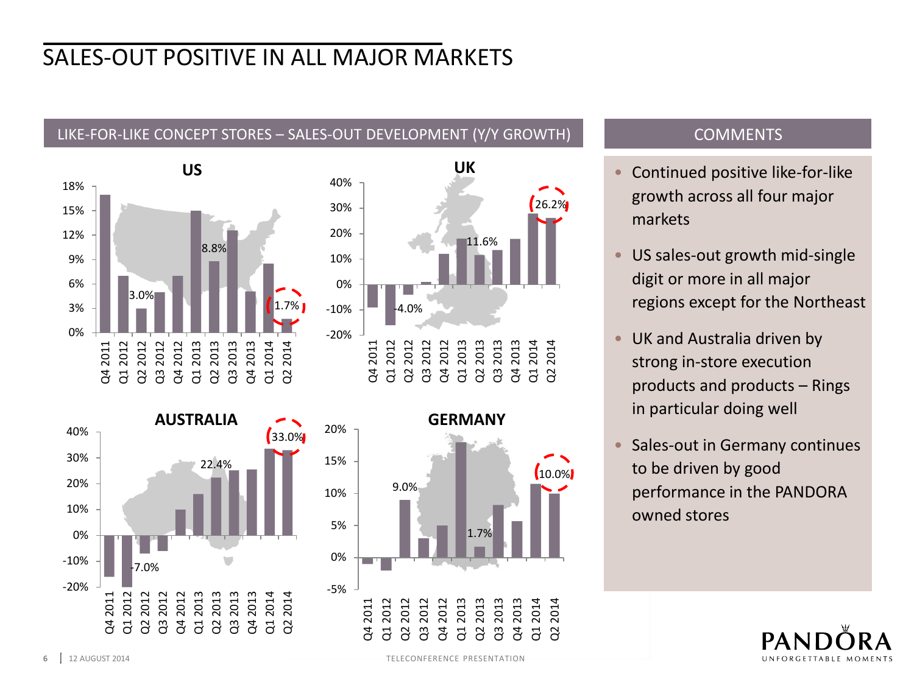# SALES-OUT POSITIVE IN ALL MAJOR MARKETS

## LIKE-FOR-LIKE CONCEPT STORES – SALES-OUT DEVELOPMENT (Y/Y GROWTH)

**US**

Labelled values: Q2 2012: 3.0%; Q2 2013: 8.8%; Q2 2014: 1.7%

**UK**

Labelled values: Q2 2012: -4.0%; Q2 2013: 11.6%; Q2 2014: 26.2%

**AUSTRALIA**

Labelled values: Q2 2012: -7.0%; Q2 2013: 22.4%; Q2 2014: 33.0%

**GERMANY**

Labelled values: Q2 2012: 9.0%; Q2 2013: 1.7%; Q2 2014: 10.0%

## COMMENTS

- Continued positive like-for-like growth across all four major markets
- US sales-out growth mid-single digit or more in all major regions except for the Northeast
- UK and Australia driven by strong in-store execution products and products – Rings in particular doing well
- Sales-out in Germany continues to be driven by good performance in the PANDORA owned stores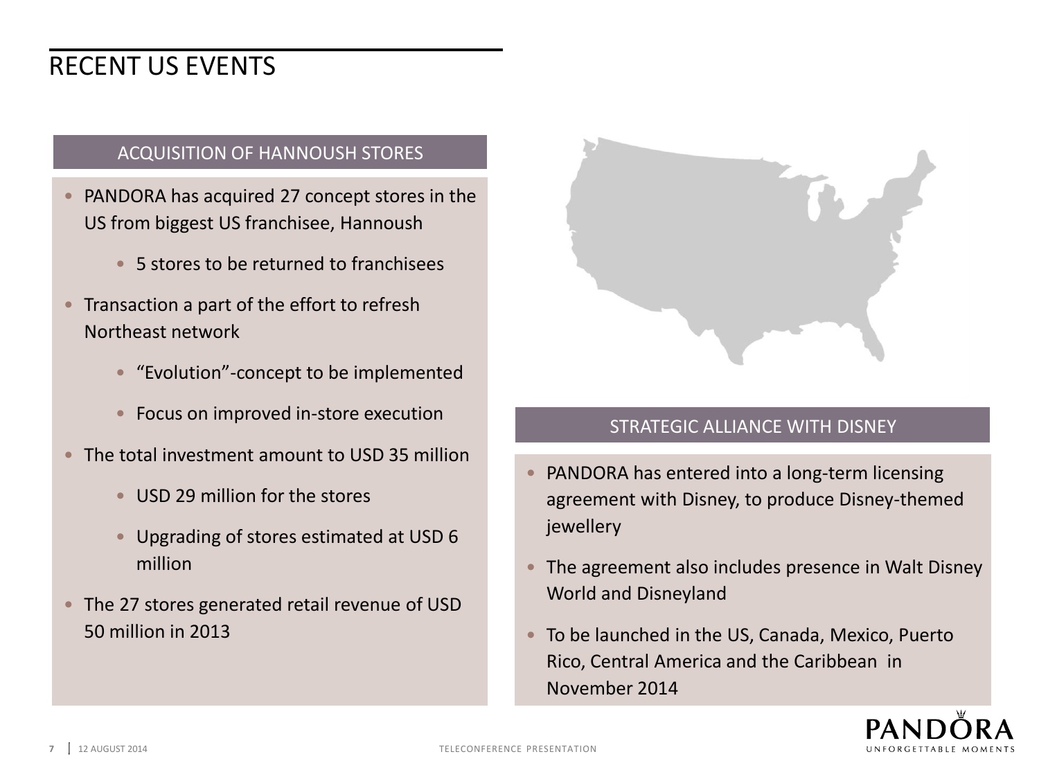# RECENT US EVENTS

## ACQUISITION OF HANNOUSH STORES

- PANDORA has acquired 27 concept stores in the US from biggest US franchisee, Hannoush
  - 5 stores to be returned to franchisees
- Transaction a part of the effort to refresh Northeast network
  - "Evolution"-concept to be implemented
  - Focus on improved in-store execution
- The total investment amount to USD 35 million
  - USD 29 million for the stores
  - Upgrading of stores estimated at USD 6 million
- The 27 stores generated retail revenue of USD 50 million in 2013

## STRATEGIC ALLIANCE WITH DISNEY

- PANDORA has entered into a long-term licensing agreement with Disney, to produce Disney-themed jewellery
- The agreement also includes presence in Walt Disney World and Disneyland
- To be launched in the US, Canada, Mexico, Puerto Rico, Central America and the Caribbean in November 2014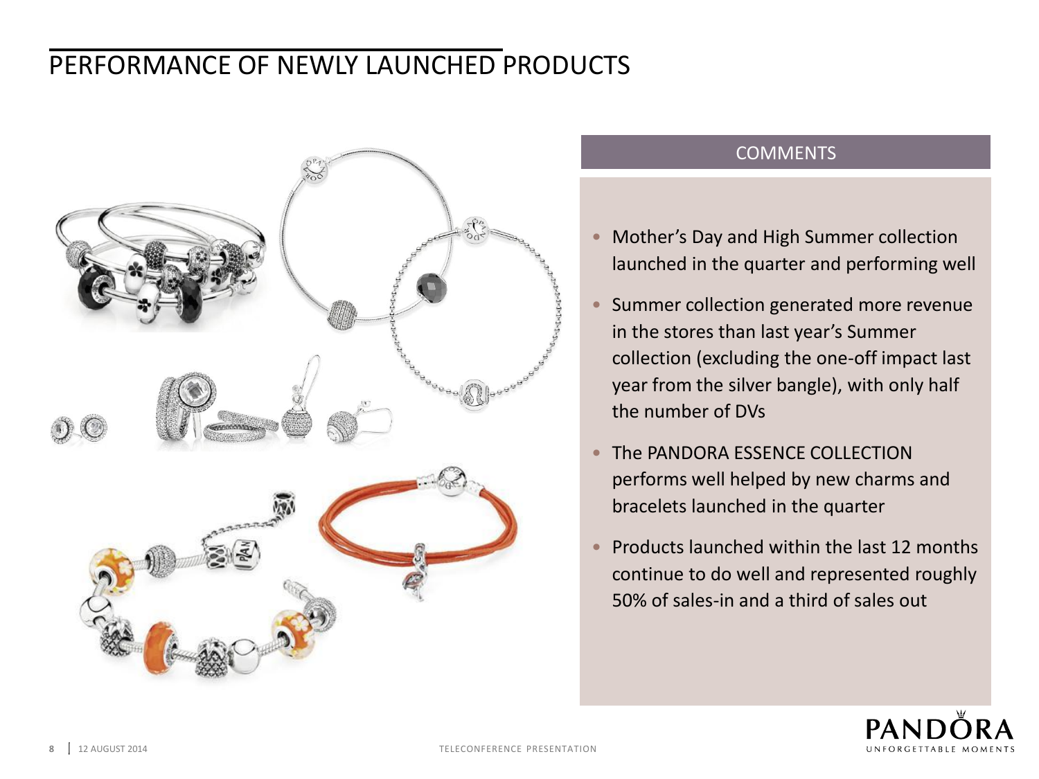# PERFORMANCE OF NEWLY LAUNCHED PRODUCTS

## COMMENTS

- Mother's Day and High Summer collection launched in the quarter and performing well
- Summer collection generated more revenue in the stores than last year's Summer collection (excluding the one-off impact last year from the silver bangle), with only half the number of DVs
- The PANDORA ESSENCE COLLECTION performs well helped by new charms and bracelets launched in the quarter
- Products launched within the last 12 months continue to do well and represented roughly 50% of sales-in and a third of sales out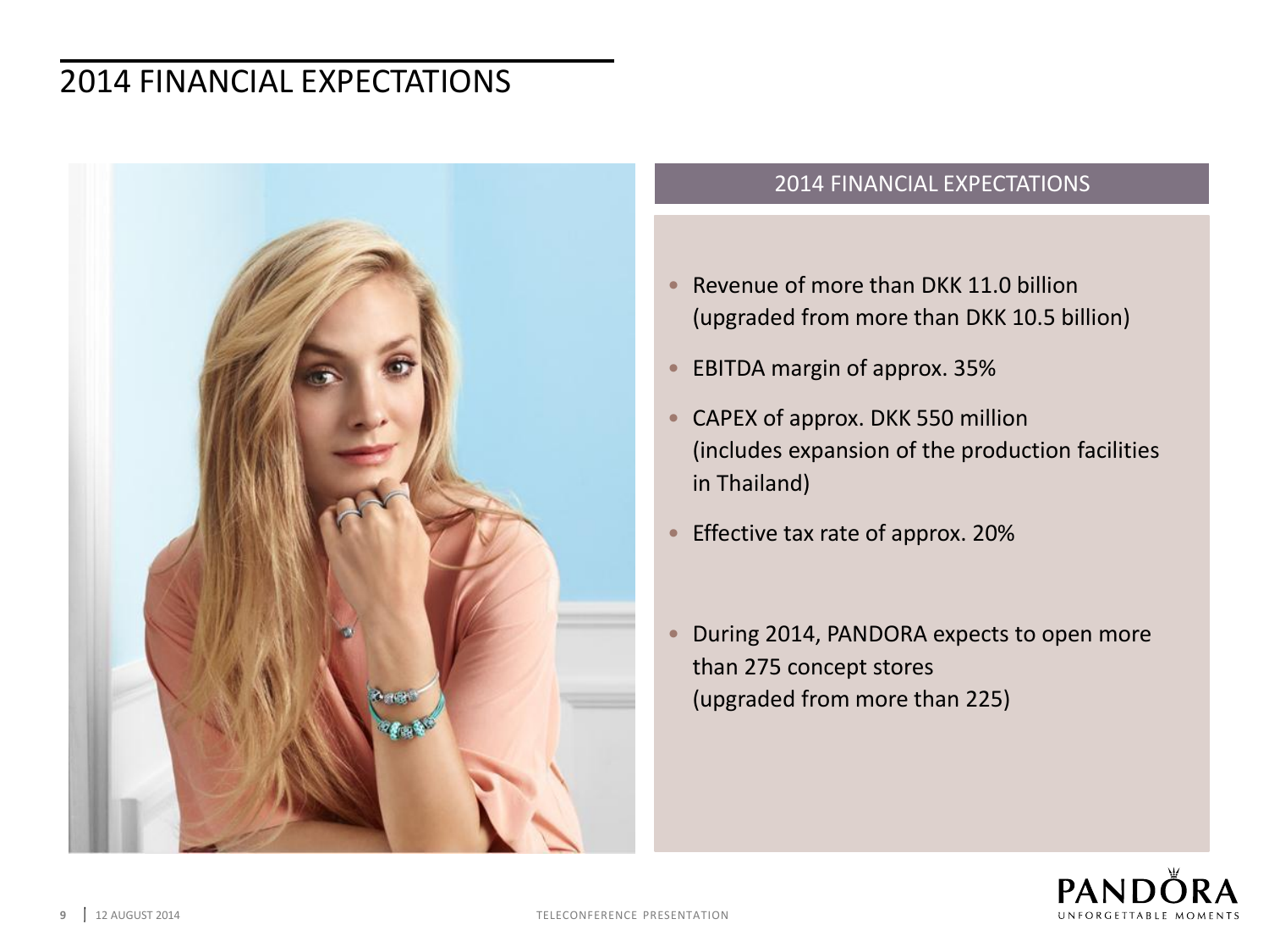# 2014 FINANCIAL EXPECTATIONS

## 2014 FINANCIAL EXPECTATIONS

- Revenue of more than DKK 11.0 billion (upgraded from more than DKK 10.5 billion)
- EBITDA margin of approx. 35%
- CAPEX of approx. DKK 550 million (includes expansion of the production facilities in Thailand)
- Effective tax rate of approx. 20%
- During 2014, PANDORA expects to open more than 275 concept stores (upgraded from more than 225)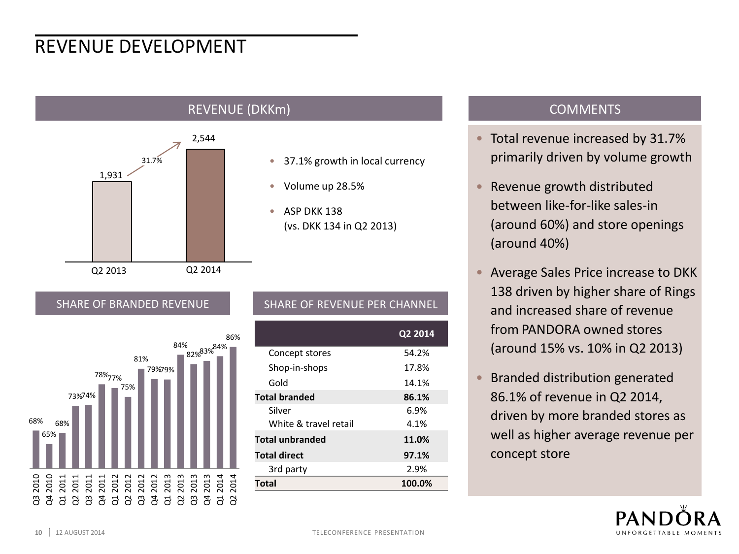# REVENUE DEVELOPMENT

## REVENUE (DKKm)

| | Q2 2013 | Q2 2014 |
|---|---|---|
| Revenue | 1,931 | 2,544 |

Growth: 31.7%

- 37.1% growth in local currency
- Volume up 28.5%
- ASP DKK 138 (vs. DKK 134 in Q2 2013)

## SHARE OF BRANDED REVENUE

| Quarter | Share |
|---|---|
| Q3 2010 | 68% |
| Q4 2010 | 65% |
| Q1 2011 | 68% |
| Q2 2011 | 73% |
| Q3 2011 | 74% |
| Q4 2011 | 78% |
| Q1 2012 | 77% |
| Q2 2012 | 75% |
| Q3 2012 | 81% |
| Q4 2012 | 79% |
| Q1 2013 | 79% |
| Q2 2013 | 84% |
| Q3 2013 | 82% |
| Q4 2013 | 83% |
| Q1 2014 | 84% |
| Q2 2014 | 86% |

## SHARE OF REVENUE PER CHANNEL

| | Q2 2014 |
|---|---|
| Concept stores | 54.2% |
| Shop-in-shops | 17.8% |
| Gold | 14.1% |
| **Total branded** | **86.1%** |
| Silver | 6.9% |
| White & travel retail | 4.1% |
| **Total unbranded** | **11.0%** |
| **Total direct** | **97.1%** |
| 3rd party | 2.9% |
| **Total** | **100.0%** |

## COMMENTS

- Total revenue increased by 31.7% primarily driven by volume growth
- Revenue growth distributed between like-for-like sales-in (around 60%) and store openings (around 40%)
- Average Sales Price increase to DKK 138 driven by higher share of Rings and increased share of revenue from PANDORA owned stores (around 15% vs. 10% in Q2 2013)
- Branded distribution generated 86.1% of revenue in Q2 2014, driven by more branded stores as well as higher average revenue per concept store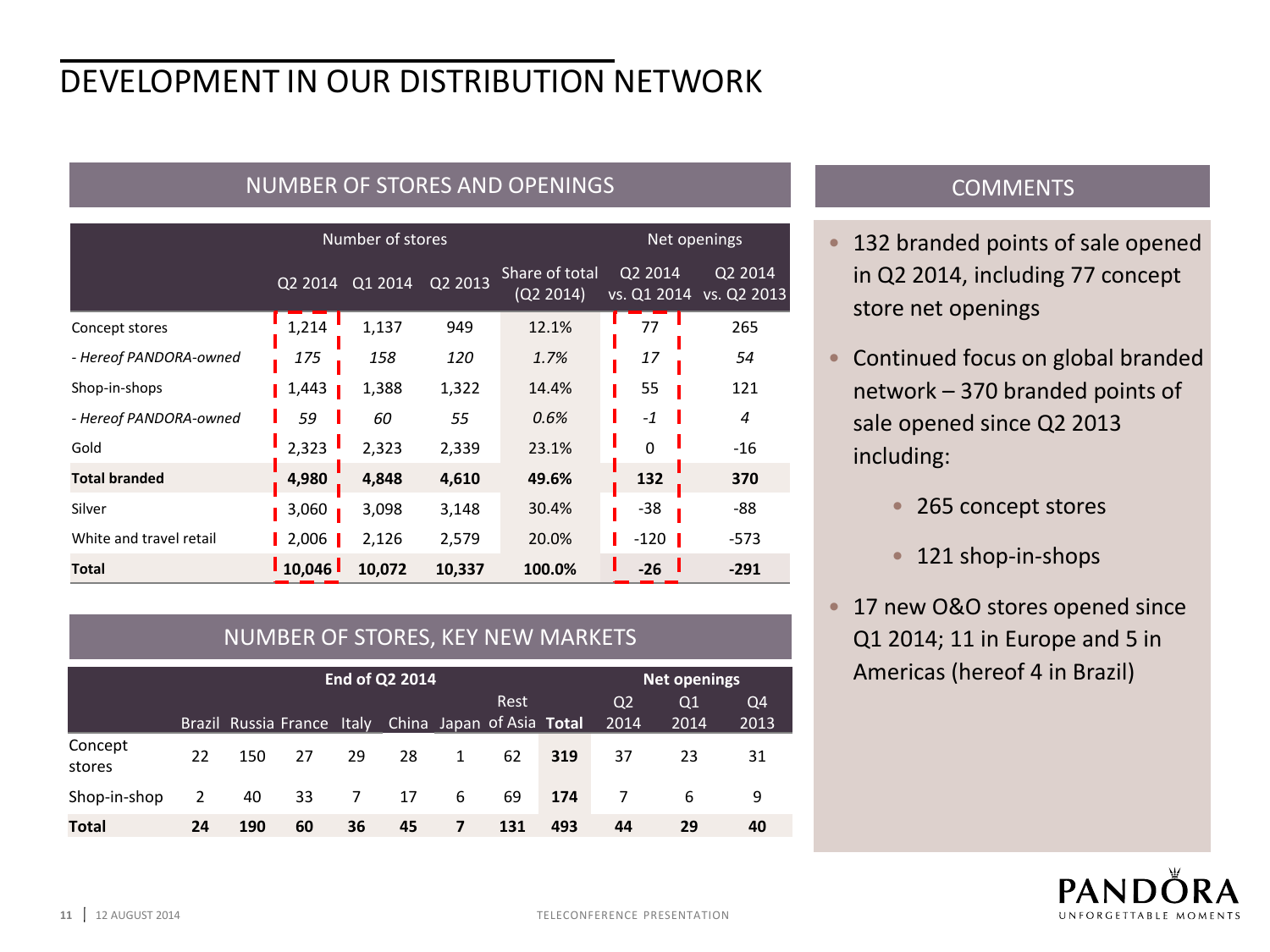# DEVELOPMENT IN OUR DISTRIBUTION NETWORK

## NUMBER OF STORES AND OPENINGS

| | Number of stores | | | | Net openings | |
|---|---|---|---|---|---|---|
| | Q2 2014 | Q1 2014 | Q2 2013 | Share of total (Q2 2014) | Q2 2014 vs. Q1 2014 | Q2 2014 vs. Q2 2013 |
| Concept stores | 1,214 | 1,137 | 949 | 12.1% | 77 | 265 |
| *- Hereof PANDORA-owned* | *175* | *158* | *120* | *1.7%* | *17* | *54* |
| Shop-in-shops | 1,443 | 1,388 | 1,322 | 14.4% | 55 | 121 |
| *- Hereof PANDORA-owned* | *59* | *60* | *55* | *0.6%* | *-1* | *4* |
| Gold | 2,323 | 2,323 | 2,339 | 23.1% | 0 | -16 |
| **Total branded** | **4,980** | **4,848** | **4,610** | **49.6%** | **132** | **370** |
| Silver | 3,060 | 3,098 | 3,148 | 30.4% | -38 | -88 |
| White and travel retail | 2,006 | 2,126 | 2,579 | 20.0% | -120 | -573 |
| **Total** | **10,046** | **10,072** | **10,337** | **100.0%** | **-26** | **-291** |

## NUMBER OF STORES, KEY NEW MARKETS

| | End of Q2 2014 | | | | | | | | Net openings | | |
|---|---|---|---|---|---|---|---|---|---|---|---|
| | Brazil | Russia | France | Italy | China | Japan | Rest of Asia | **Total** | Q2 2014 | Q1 2014 | Q4 2013 |
| Concept stores | 22 | 150 | 27 | 29 | 28 | 1 | 62 | **319** | 37 | 23 | 31 |
| Shop-in-shop | 2 | 40 | 33 | 7 | 17 | 6 | 69 | **174** | 7 | 6 | 9 |
| **Total** | **24** | **190** | **60** | **36** | **45** | **7** | **131** | **493** | **44** | **29** | **40** |

## COMMENTS

- 132 branded points of sale opened in Q2 2014, including 77 concept store net openings
- Continued focus on global branded network – 370 branded points of sale opened since Q2 2013 including:
  - 265 concept stores
  - 121 shop-in-shops
- 17 new O&O stores opened since Q1 2014; 11 in Europe and 5 in Americas (hereof 4 in Brazil)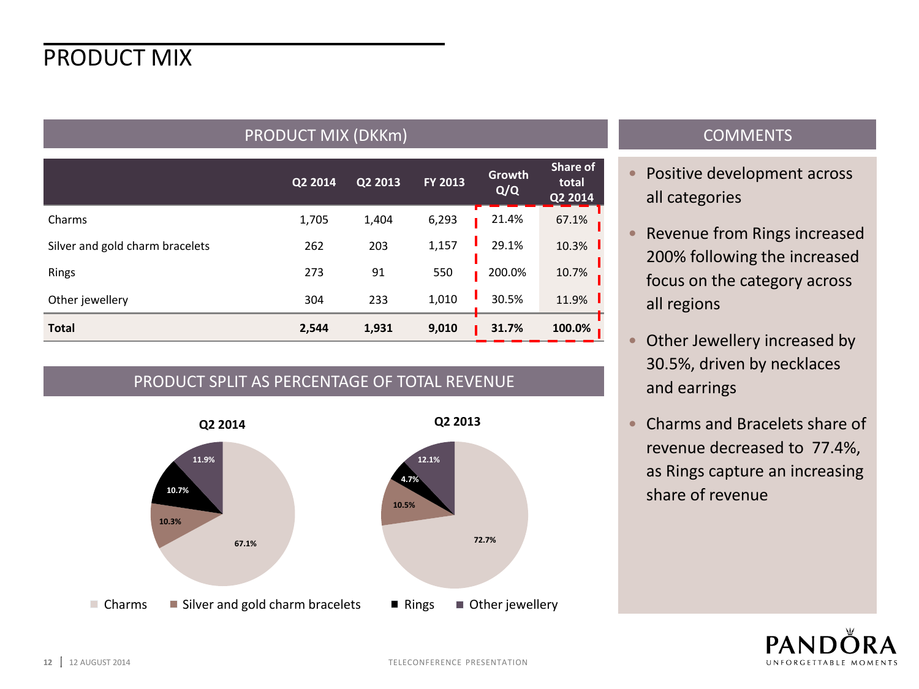# PRODUCT MIX

## PRODUCT MIX (DKKm)

| | Q2 2014 | Q2 2013 | FY 2013 | Growth Q/Q | Share of total Q2 2014 |
|---|---|---|---|---|---|
| Charms | 1,705 | 1,404 | 6,293 | 21.4% | 67.1% |
| Silver and gold charm bracelets | 262 | 203 | 1,157 | 29.1% | 10.3% |
| Rings | 273 | 91 | 550 | 200.0% | 10.7% |
| Other jewellery | 304 | 233 | 1,010 | 30.5% | 11.9% |
| **Total** | **2,544** | **1,931** | **9,010** | **31.7%** | **100.0%** |

## PRODUCT SPLIT AS PERCENTAGE OF TOTAL REVENUE

**Q2 2014**

- Charms: 67.1%
- Silver and gold charm bracelets: 10.3%
- Rings: 10.7%
- Other jewellery: 11.9%

**Q2 2013**

- Charms: 72.7%
- Silver and gold charm bracelets: 10.5%
- Rings: 4.7%
- Other jewellery: 12.1%

## COMMENTS

- Positive development across all categories
- Revenue from Rings increased 200% following the increased focus on the category across all regions
- Other Jewellery increased by 30.5%, driven by necklaces and earrings
- Charms and Bracelets share of revenue decreased to 77.4%, as Rings capture an increasing share of revenue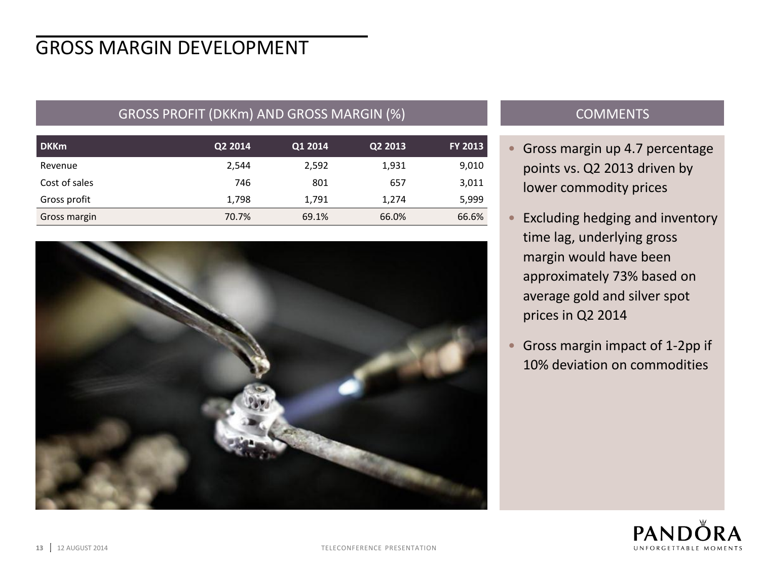# GROSS MARGIN DEVELOPMENT

## GROSS PROFIT (DKKm) AND GROSS MARGIN (%)

| DKKm | Q2 2014 | Q1 2014 | Q2 2013 | FY 2013 |
|---|---|---|---|---|
| Revenue | 2,544 | 2,592 | 1,931 | 9,010 |
| Cost of sales | 746 | 801 | 657 | 3,011 |
| Gross profit | 1,798 | 1,791 | 1,274 | 5,999 |
| Gross margin | 70.7% | 69.1% | 66.0% | 66.6% |

## COMMENTS

- Gross margin up 4.7 percentage points vs. Q2 2013 driven by lower commodity prices
- Excluding hedging and inventory time lag, underlying gross margin would have been approximately 73% based on average gold and silver spot prices in Q2 2014
- Gross margin impact of 1-2pp if 10% deviation on commodities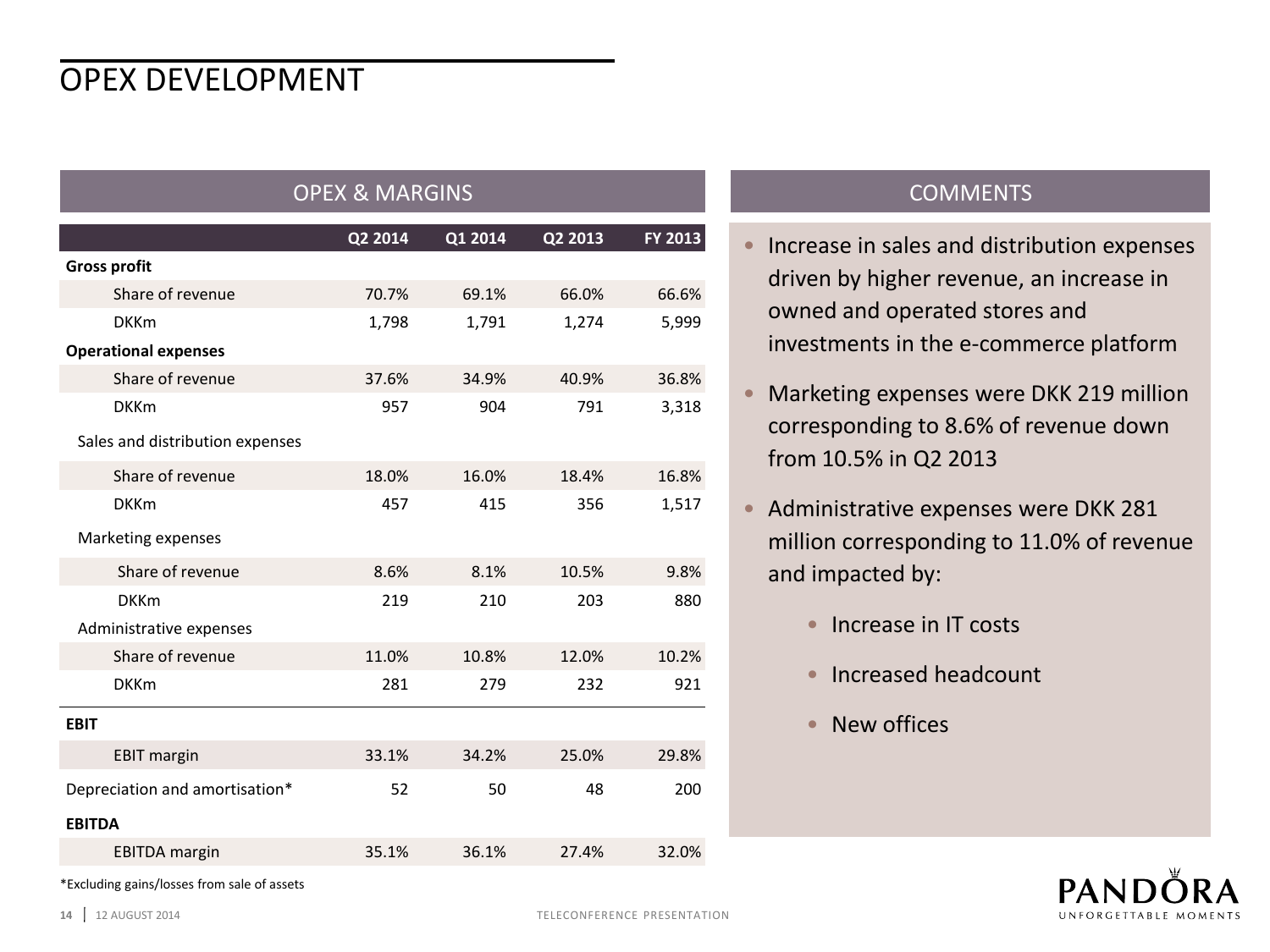# OPEX DEVELOPMENT

## OPEX & MARGINS

| | Q2 2014 | Q1 2014 | Q2 2013 | FY 2013 |
|---|---|---|---|---|
| **Gross profit** | | | | |
| Share of revenue | 70.7% | 69.1% | 66.0% | 66.6% |
| DKKm | 1,798 | 1,791 | 1,274 | 5,999 |
| **Operational expenses** | | | | |
| Share of revenue | 37.6% | 34.9% | 40.9% | 36.8% |
| DKKm | 957 | 904 | 791 | 3,318 |
| Sales and distribution expenses | | | | |
| Share of revenue | 18.0% | 16.0% | 18.4% | 16.8% |
| DKKm | 457 | 415 | 356 | 1,517 |
| Marketing expenses | | | | |
| Share of revenue | 8.6% | 8.1% | 10.5% | 9.8% |
| DKKm | 219 | 210 | 203 | 880 |
| Administrative expenses | | | | |
| Share of revenue | 11.0% | 10.8% | 12.0% | 10.2% |
| DKKm | 281 | 279 | 232 | 921 |
| **EBIT** | | | | |
| EBIT margin | 33.1% | 34.2% | 25.0% | 29.8% |
| Depreciation and amortisation* | 52 | 50 | 48 | 200 |
| **EBITDA** | | | | |
| EBITDA margin | 35.1% | 36.1% | 27.4% | 32.0% |

*Excluding gains/losses from sale of assets

## COMMENTS

- Increase in sales and distribution expenses driven by higher revenue, an increase in owned and operated stores and investments in the e-commerce platform
- Marketing expenses were DKK 219 million corresponding to 8.6% of revenue down from 10.5% in Q2 2013
- Administrative expenses were DKK 281 million corresponding to 11.0% of revenue and impacted by:
  - Increase in IT costs
  - Increased headcount
  - New offices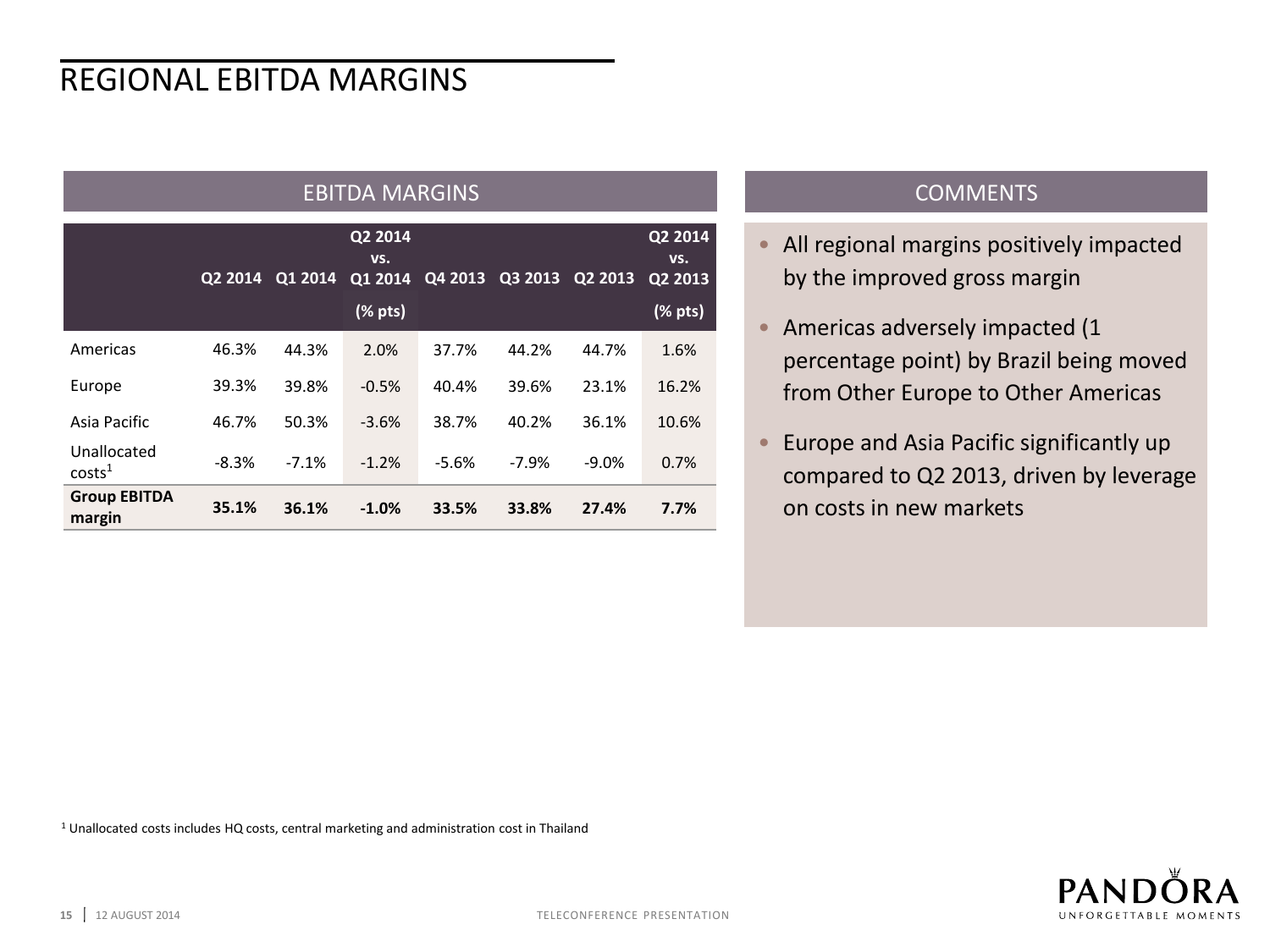# REGIONAL EBITDA MARGINS

## EBITDA MARGINS

| | Q2 2014 | Q1 2014 | Q2 2014 vs. Q1 2014 (% pts) | Q4 2013 | Q3 2013 | Q2 2013 | Q2 2014 vs. Q2 2013 (% pts) |
|---|---|---|---|---|---|---|---|
| Americas | 46.3% | 44.3% | 2.0% | 37.7% | 44.2% | 44.7% | 1.6% |
| Europe | 39.3% | 39.8% | -0.5% | 40.4% | 39.6% | 23.1% | 16.2% |
| Asia Pacific | 46.7% | 50.3% | -3.6% | 38.7% | 40.2% | 36.1% | 10.6% |
| Unallocated costs[1] | -8.3% | -7.1% | -1.2% | -5.6% | -7.9% | -9.0% | 0.7% |
| **Group EBITDA margin** | **35.1%** | **36.1%** | **-1.0%** | **33.5%** | **33.8%** | **27.4%** | **7.7%** |

## COMMENTS

- All regional margins positively impacted by the improved gross margin
- Americas adversely impacted (1 percentage point) by Brazil being moved from Other Europe to Other Americas
- Europe and Asia Pacific significantly up compared to Q2 2013, driven by leverage on costs in new markets

[1] Unallocated costs includes HQ costs, central marketing and administration cost in Thailand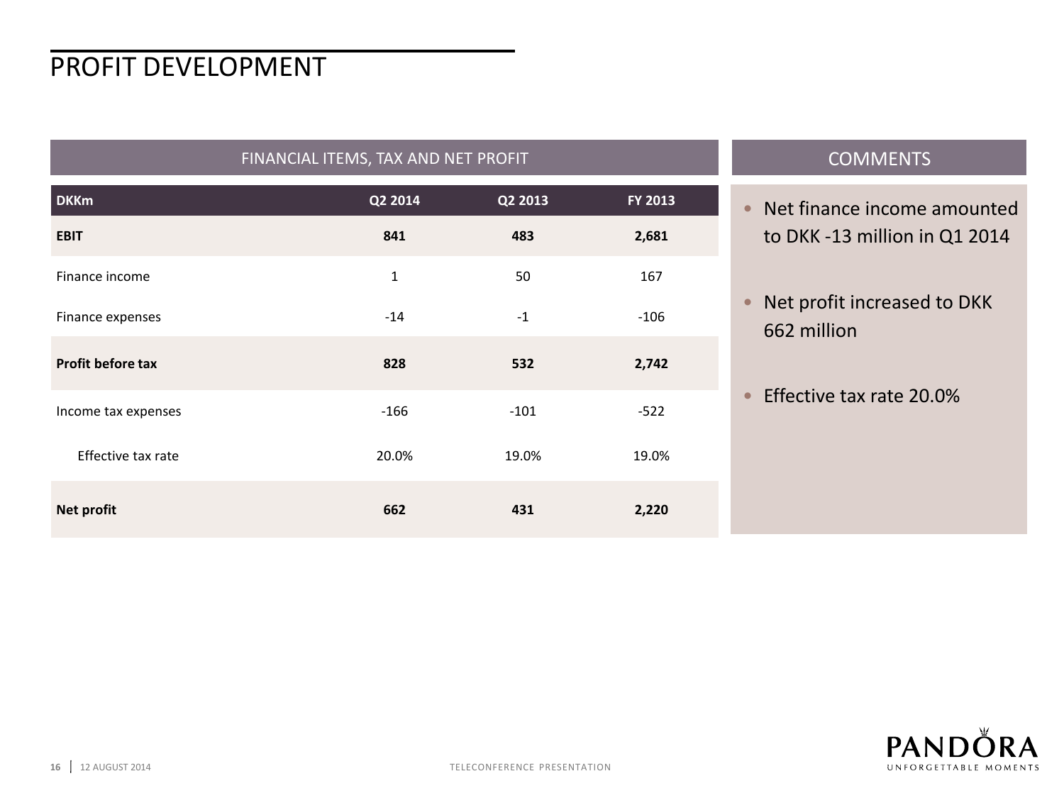# PROFIT DEVELOPMENT

## FINANCIAL ITEMS, TAX AND NET PROFIT

| DKKm | Q2 2014 | Q2 2013 | FY 2013 |
|---|---|---|---|
| **EBIT** | **841** | **483** | **2,681** |
| Finance income | 1 | 50 | 167 |
| Finance expenses | -14 | -1 | -106 |
| **Profit before tax** | **828** | **532** | **2,742** |
| Income tax expenses | -166 | -101 | -522 |
| Effective tax rate | 20.0% | 19.0% | 19.0% |
| **Net profit** | **662** | **431** | **2,220** |

## COMMENTS

- Net finance income amounted to DKK -13 million in Q1 2014
- Net profit increased to DKK 662 million
- Effective tax rate 20.0%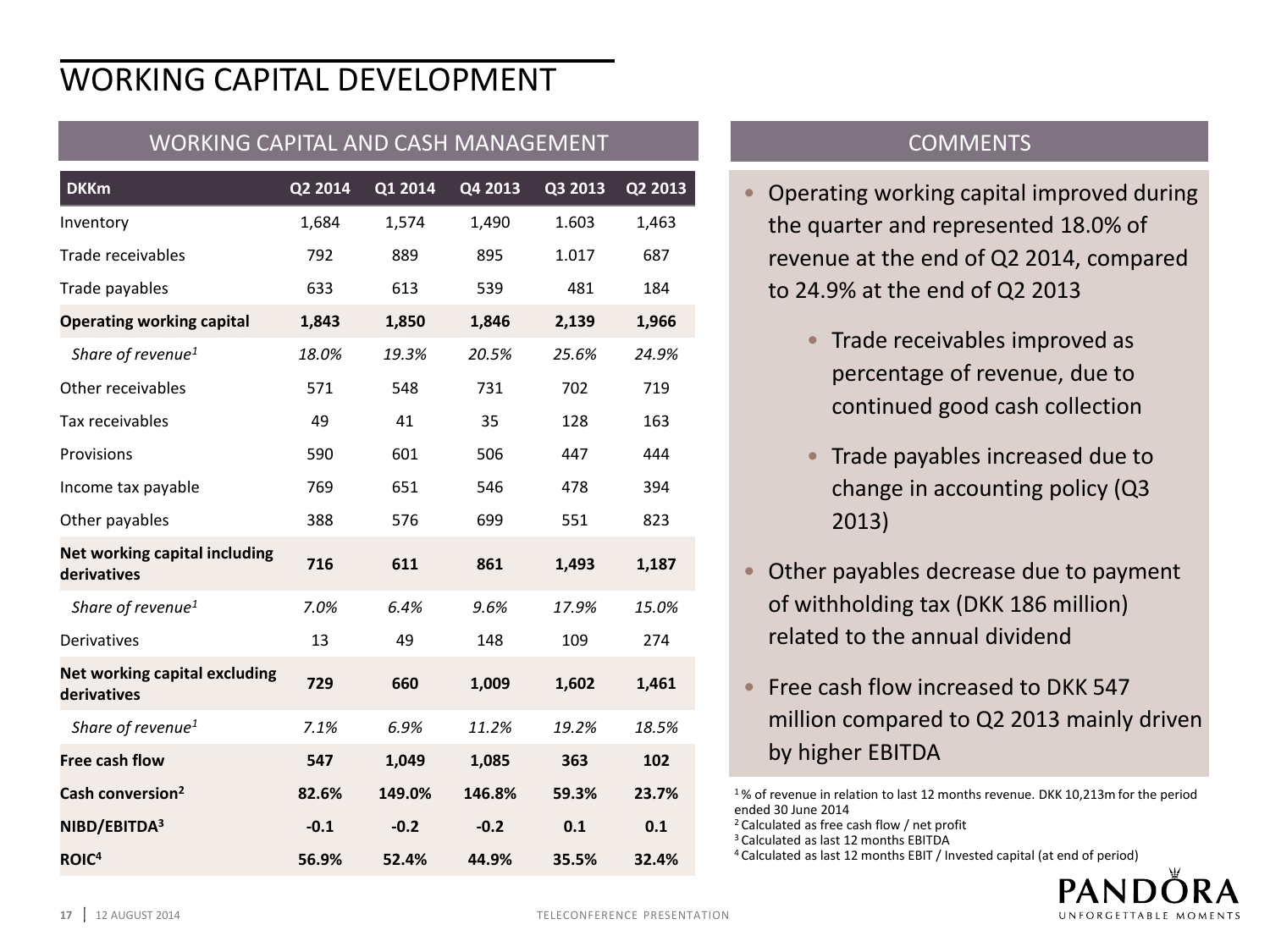# WORKING CAPITAL DEVELOPMENT

## WORKING CAPITAL AND CASH MANAGEMENT

| DKKm | Q2 2014 | Q1 2014 | Q4 2013 | Q3 2013 | Q2 2013 |
|---|---|---|---|---|---|
| Inventory | 1,684 | 1,574 | 1,490 | 1.603 | 1,463 |
| Trade receivables | 792 | 889 | 895 | 1.017 | 687 |
| Trade payables | 633 | 613 | 539 | 481 | 184 |
| **Operating working capital** | **1,843** | **1,850** | **1,846** | **2,139** | **1,966** |
| *Share of revenue[1]* | *18.0%* | *19.3%* | *20.5%* | *25.6%* | *24.9%* |
| Other receivables | 571 | 548 | 731 | 702 | 719 |
| Tax receivables | 49 | 41 | 35 | 128 | 163 |
| Provisions | 590 | 601 | 506 | 447 | 444 |
| Income tax payable | 769 | 651 | 546 | 478 | 394 |
| Other payables | 388 | 576 | 699 | 551 | 823 |
| **Net working capital including derivatives** | **716** | **611** | **861** | **1,493** | **1,187** |
| *Share of revenue[1]* | *7.0%* | *6.4%* | *9.6%* | *17.9%* | *15.0%* |
| Derivatives | 13 | 49 | 148 | 109 | 274 |
| **Net working capital excluding derivatives** | **729** | **660** | **1,009** | **1,602** | **1,461** |
| *Share of revenue[1]* | *7.1%* | *6.9%* | *11.2%* | *19.2%* | *18.5%* |
| **Free cash flow** | **547** | **1,049** | **1,085** | **363** | **102** |
| **Cash conversion[2]** | **82.6%** | **149.0%** | **146.8%** | **59.3%** | **23.7%** |
| **NIBD/EBITDA[3]** | **-0.1** | **-0.2** | **-0.2** | **0.1** | **0.1** |
| **ROIC[4]** | **56.9%** | **52.4%** | **44.9%** | **35.5%** | **32.4%** |

## COMMENTS

- Operating working capital improved during the quarter and represented 18.0% of revenue at the end of Q2 2014, compared to 24.9% at the end of Q2 2013
  - Trade receivables improved as percentage of revenue, due to continued good cash collection
  - Trade payables increased due to change in accounting policy (Q3 2013)
- Other payables decrease due to payment of withholding tax (DKK 186 million) related to the annual dividend
- Free cash flow increased to DKK 547 million compared to Q2 2013 mainly driven by higher EBITDA

[1] % of revenue in relation to last 12 months revenue. DKK 10,213m for the period ended 30 June 2014
[2] Calculated as free cash flow / net profit
[3] Calculated as last 12 months EBITDA
[4] Calculated as last 12 months EBIT / Invested capital (at end of period)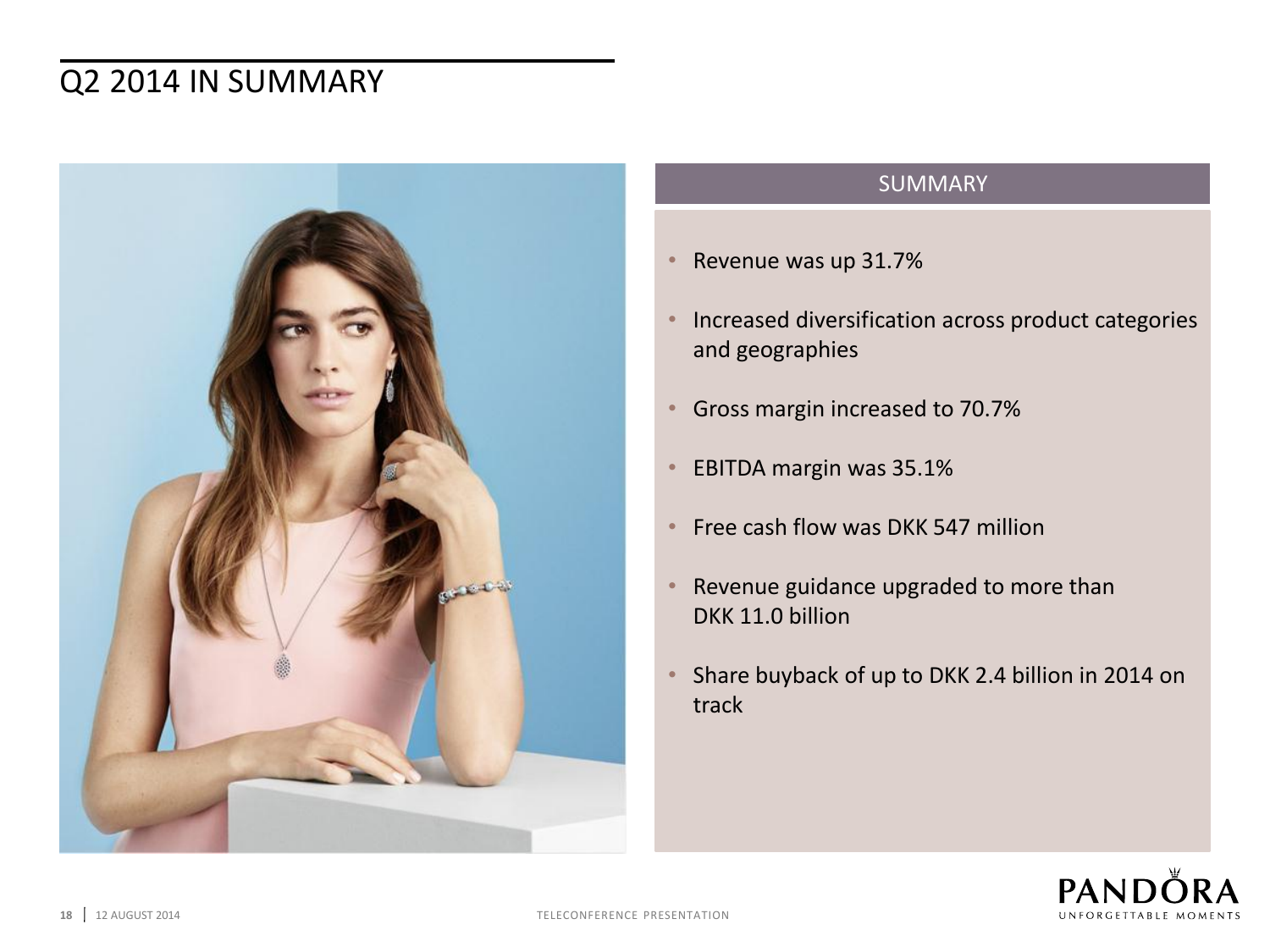# Q2 2014 IN SUMMARY

## SUMMARY

- Revenue was up 31.7%
- Increased diversification across product categories and geographies
- Gross margin increased to 70.7%
- EBITDA margin was 35.1%
- Free cash flow was DKK 547 million
- Revenue guidance upgraded to more than DKK 11.0 billion
- Share buyback of up to DKK 2.4 billion in 2014 on track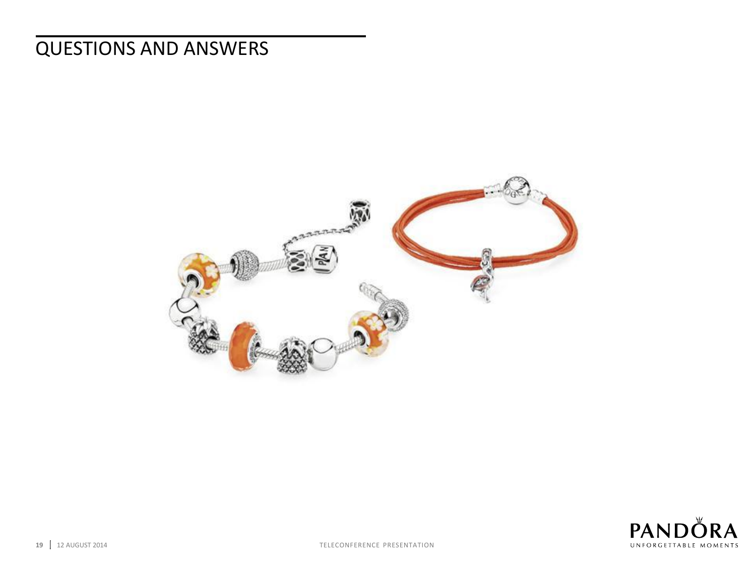# QUESTIONS AND ANSWERS